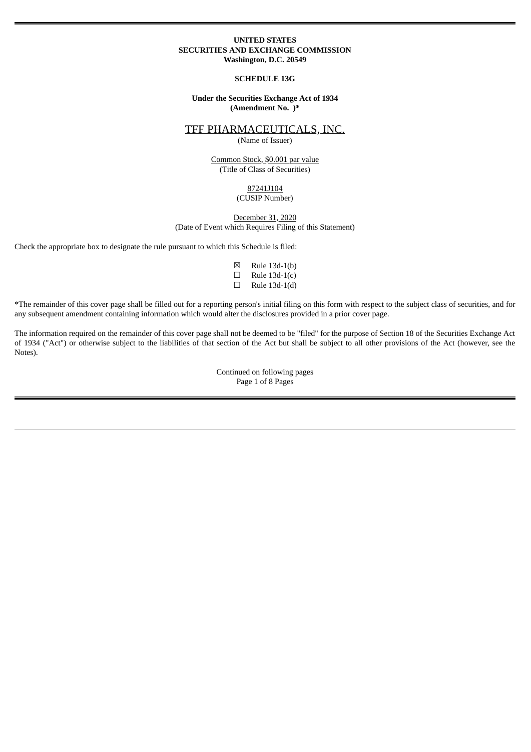**UNITED STATES**
**SECURITIES AND EXCHANGE COMMISSION**
**Washington, D.C. 20549**

**SCHEDULE 13G**

**Under the Securities Exchange Act of 1934**
**(Amendment No. )***

TFF PHARMACEUTICALS, INC.
(Name of Issuer)

Common Stock, $0.001 par value
(Title of Class of Securities)

87241J104
(CUSIP Number)

December 31, 2020
(Date of Event which Requires Filing of this Statement)

Check the appropriate box to designate the rule pursuant to which this Schedule is filed:

☒ Rule 13d-1(b)
☐ Rule 13d-1(c)
☐ Rule 13d-1(d)

*The remainder of this cover page shall be filled out for a reporting person's initial filing on this form with respect to the subject class of securities, and for any subsequent amendment containing information which would alter the disclosures provided in a prior cover page.

The information required on the remainder of this cover page shall not be deemed to be "filed" for the purpose of Section 18 of the Securities Exchange Act of 1934 ("Act") or otherwise subject to the liabilities of that section of the Act but shall be subject to all other provisions of the Act (however, see the Notes).

Continued on following pages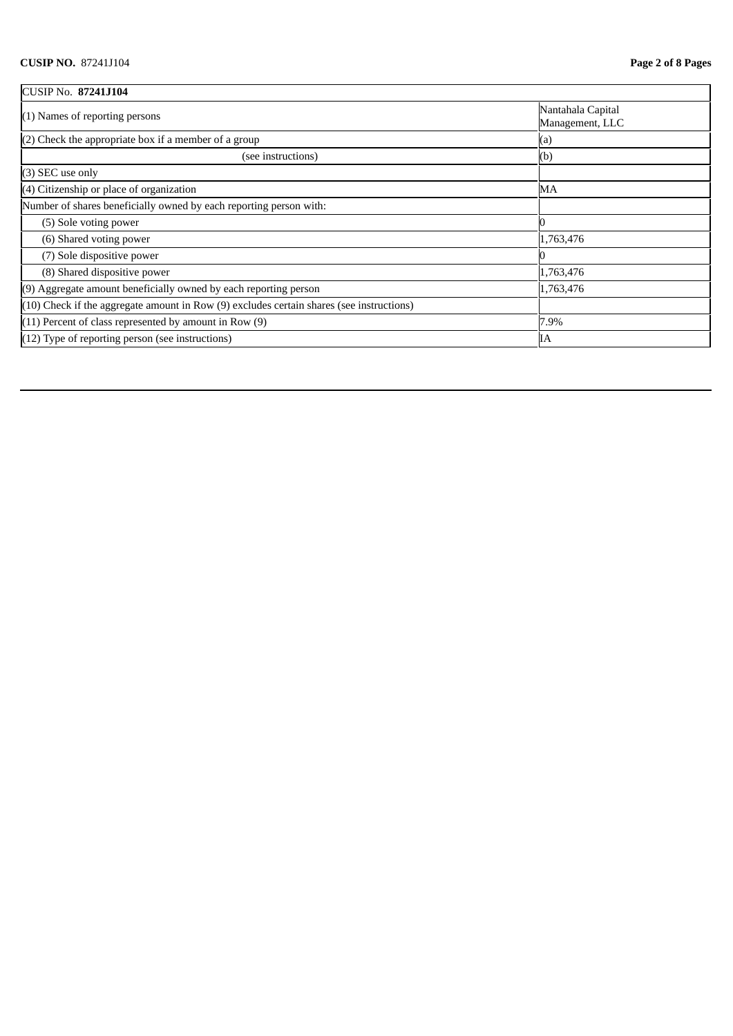| CUSIP No. **87241J104** | |
|---|---|
| (1) Names of reporting persons | Nantahala Capital Management, LLC |
| (2) Check the appropriate box if a member of a group | (a) |
| (see instructions) | (b) |
| (3) SEC use only | |
| (4) Citizenship or place of organization | MA |
| Number of shares beneficially owned by each reporting person with: | |
| (5) Sole voting power | 0 |
| (6) Shared voting power | 1,763,476 |
| (7) Sole dispositive power | 0 |
| (8) Shared dispositive power | 1,763,476 |
| (9) Aggregate amount beneficially owned by each reporting person | 1,763,476 |
| (10) Check if the aggregate amount in Row (9) excludes certain shares (see instructions) | |
| (11) Percent of class represented by amount in Row (9) | 7.9% |
| (12) Type of reporting person (see instructions) | IA |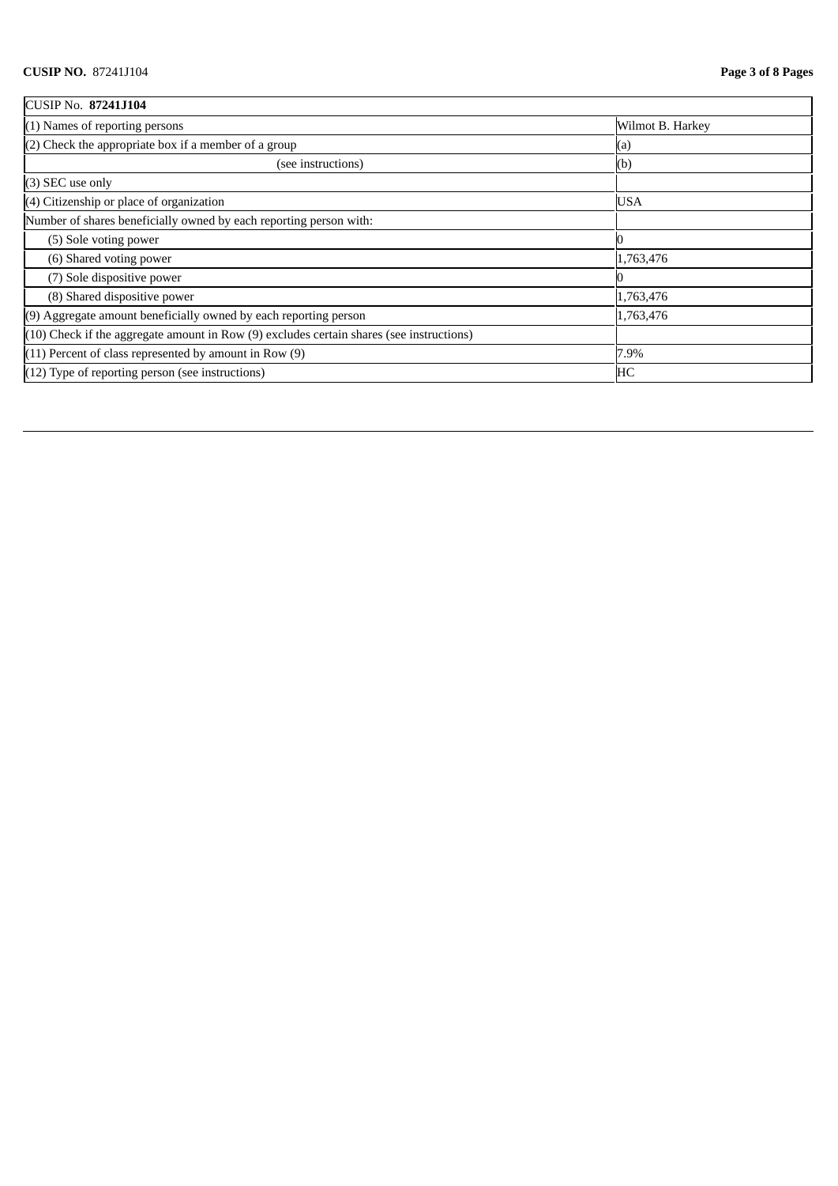| CUSIP No. **87241J104** | |
|---|---|
| (1) Names of reporting persons | Wilmot B. Harkey |
| (2) Check the appropriate box if a member of a group | (a) |
| (see instructions) | (b) |
| (3) SEC use only | |
| (4) Citizenship or place of organization | USA |
| Number of shares beneficially owned by each reporting person with: | |
| (5) Sole voting power | 0 |
| (6) Shared voting power | 1,763,476 |
| (7) Sole dispositive power | 0 |
| (8) Shared dispositive power | 1,763,476 |
| (9) Aggregate amount beneficially owned by each reporting person | 1,763,476 |
| (10) Check if the aggregate amount in Row (9) excludes certain shares (see instructions) | |
| (11) Percent of class represented by amount in Row (9) | 7.9% |
| (12) Type of reporting person (see instructions) | HC |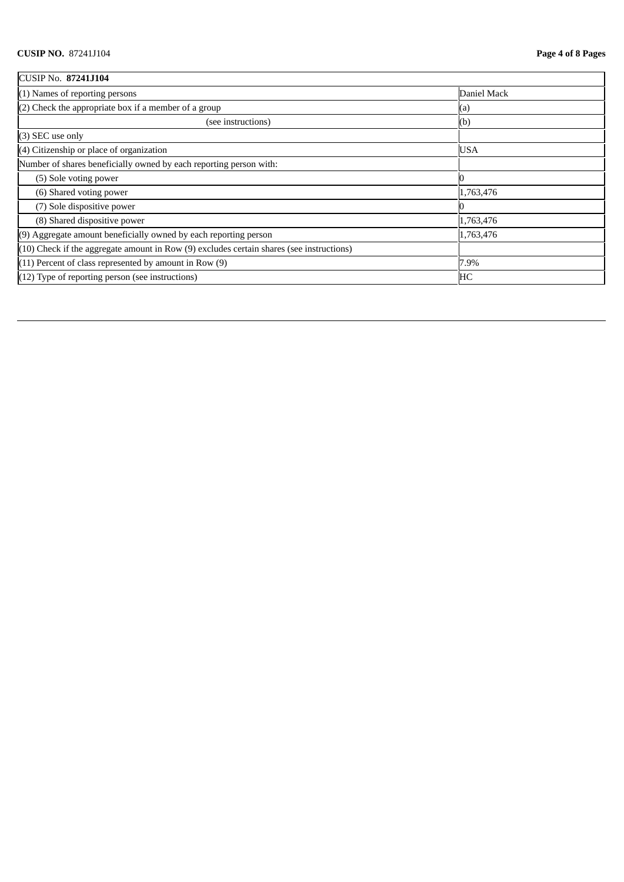| CUSIP No. **87241J104** | |
|---|---|
| (1) Names of reporting persons | Daniel Mack |
| (2) Check the appropriate box if a member of a group | (a) |
| (see instructions) | (b) |
| (3) SEC use only | |
| (4) Citizenship or place of organization | USA |
| Number of shares beneficially owned by each reporting person with: | |
| (5) Sole voting power | 0 |
| (6) Shared voting power | 1,763,476 |
| (7) Sole dispositive power | 0 |
| (8) Shared dispositive power | 1,763,476 |
| (9) Aggregate amount beneficially owned by each reporting person | 1,763,476 |
| (10) Check if the aggregate amount in Row (9) excludes certain shares (see instructions) | |
| (11) Percent of class represented by amount in Row (9) | 7.9% |
| (12) Type of reporting person (see instructions) | HC |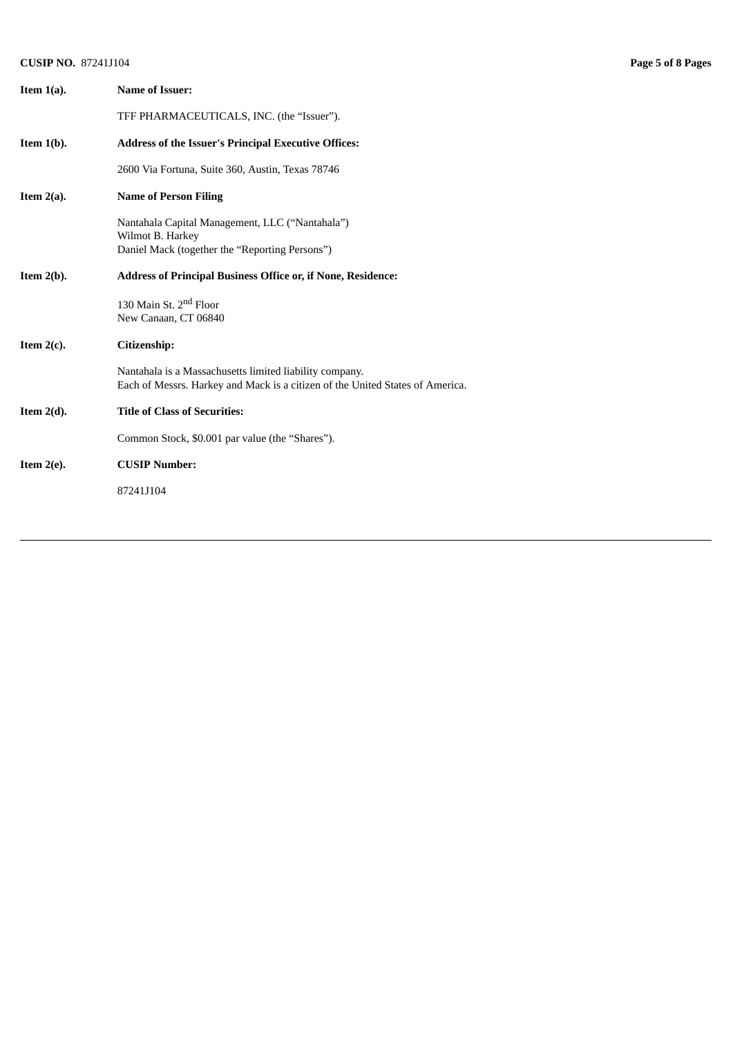**Item 1(a).** **Name of Issuer:**

TFF PHARMACEUTICALS, INC. (the "Issuer").

**Item 1(b).** **Address of the Issuer's Principal Executive Offices:**

2600 Via Fortuna, Suite 360, Austin, Texas 78746

**Item 2(a).** **Name of Person Filing**

Nantahala Capital Management, LLC ("Nantahala")
Wilmot B. Harkey
Daniel Mack (together the "Reporting Persons")

**Item 2(b).** **Address of Principal Business Office or, if None, Residence:**

130 Main St. 2nd Floor
New Canaan, CT 06840

**Item 2(c).** **Citizenship:**

Nantahala is a Massachusetts limited liability company.
Each of Messrs. Harkey and Mack is a citizen of the United States of America.

**Item 2(d).** **Title of Class of Securities:**

Common Stock, $0.001 par value (the "Shares").

**Item 2(e).** **CUSIP Number:**

87241J104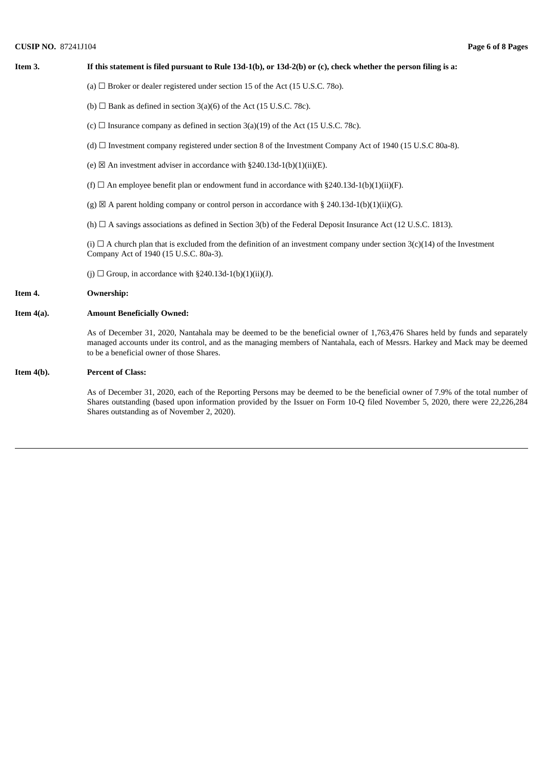**CUSIP NO.** 87241J104

**Item 3. If this statement is filed pursuant to Rule 13d-1(b), or 13d-2(b) or (c), check whether the person filing is a:**

(a) ☐ Broker or dealer registered under section 15 of the Act (15 U.S.C. 78o).

(b) ☐ Bank as defined in section 3(a)(6) of the Act (15 U.S.C. 78c).

(c) ☐ Insurance company as defined in section 3(a)(19) of the Act (15 U.S.C. 78c).

(d) ☐ Investment company registered under section 8 of the Investment Company Act of 1940 (15 U.S.C 80a-8).

(e) ☒ An investment adviser in accordance with §240.13d-1(b)(1)(ii)(E).

(f) ☐ An employee benefit plan or endowment fund in accordance with §240.13d-1(b)(1)(ii)(F).

(g) ☒ A parent holding company or control person in accordance with § 240.13d-1(b)(1)(ii)(G).

(h) ☐ A savings associations as defined in Section 3(b) of the Federal Deposit Insurance Act (12 U.S.C. 1813).

(i) ☐ A church plan that is excluded from the definition of an investment company under section 3(c)(14) of the Investment Company Act of 1940 (15 U.S.C. 80a-3).

(j) ☐ Group, in accordance with §240.13d-1(b)(1)(ii)(J).

**Item 4. Ownership:**

**Item 4(a). Amount Beneficially Owned:**

As of December 31, 2020, Nantahala may be deemed to be the beneficial owner of 1,763,476 Shares held by funds and separately managed accounts under its control, and as the managing members of Nantahala, each of Messrs. Harkey and Mack may be deemed to be a beneficial owner of those Shares.

**Item 4(b). Percent of Class:**

As of December 31, 2020, each of the Reporting Persons may be deemed to be the beneficial owner of 7.9% of the total number of Shares outstanding (based upon information provided by the Issuer on Form 10-Q filed November 5, 2020, there were 22,226,284 Shares outstanding as of November 2, 2020).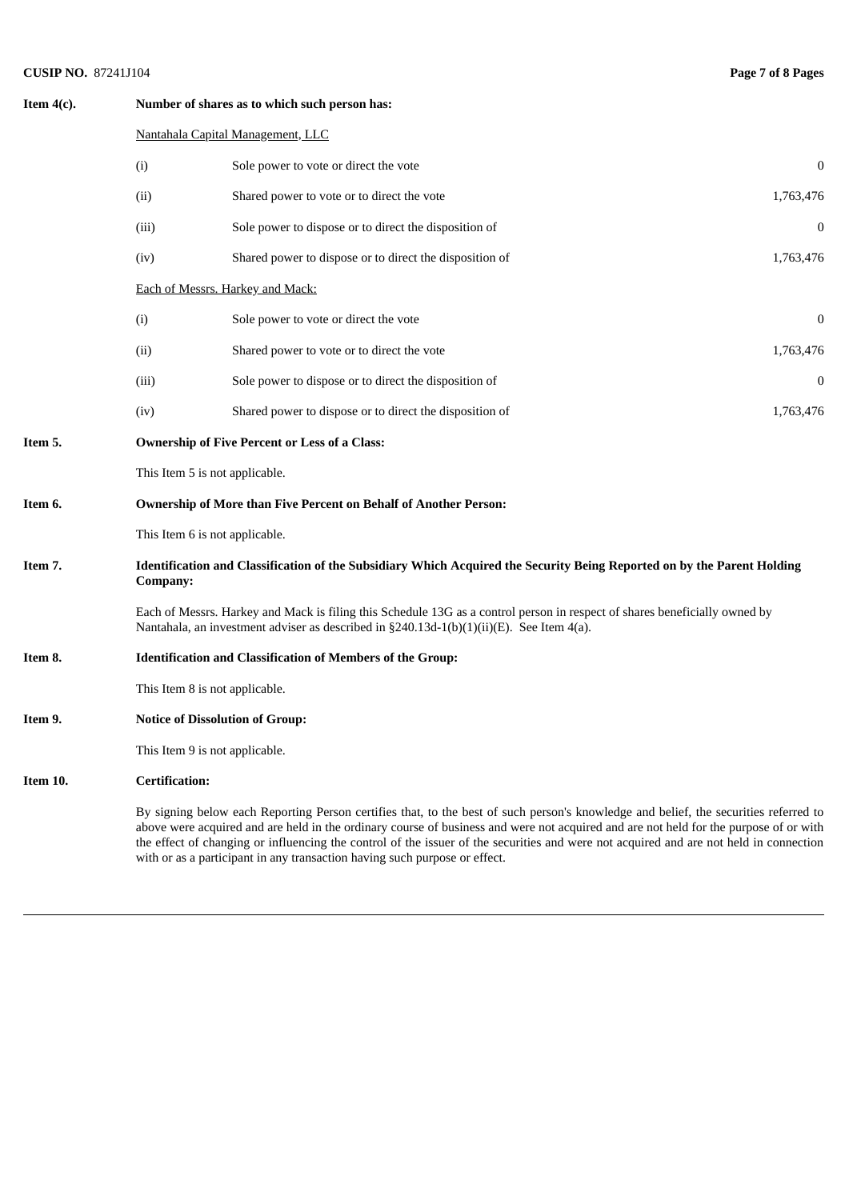**Item 4(c).** **Number of shares as to which such person has:**

Nantahala Capital Management, LLC

| | | |
|---|---|---|
| (i) | Sole power to vote or direct the vote | 0 |
| (ii) | Shared power to vote or to direct the vote | 1,763,476 |
| (iii) | Sole power to dispose or to direct the disposition of | 0 |
| (iv) | Shared power to dispose or to direct the disposition of | 1,763,476 |

Each of Messrs. Harkey and Mack:

| | | |
|---|---|---|
| (i) | Sole power to vote or direct the vote | 0 |
| (ii) | Shared power to vote or to direct the vote | 1,763,476 |
| (iii) | Sole power to dispose or to direct the disposition of | 0 |
| (iv) | Shared power to dispose or to direct the disposition of | 1,763,476 |

**Item 5.** **Ownership of Five Percent or Less of a Class:**

This Item 5 is not applicable.

**Item 6.** **Ownership of More than Five Percent on Behalf of Another Person:**

This Item 6 is not applicable.

**Item 7.** **Identification and Classification of the Subsidiary Which Acquired the Security Being Reported on by the Parent Holding Company:**

Each of Messrs. Harkey and Mack is filing this Schedule 13G as a control person in respect of shares beneficially owned by Nantahala, an investment adviser as described in §240.13d-1(b)(1)(ii)(E). See Item 4(a).

**Item 8.** **Identification and Classification of Members of the Group:**

This Item 8 is not applicable.

**Item 9.** **Notice of Dissolution of Group:**

This Item 9 is not applicable.

**Item 10.** **Certification:**

By signing below each Reporting Person certifies that, to the best of such person's knowledge and belief, the securities referred to above were acquired and are held in the ordinary course of business and were not acquired and are not held for the purpose of or with the effect of changing or influencing the control of the issuer of the securities and were not acquired and are not held in connection with or as a participant in any transaction having such purpose or effect.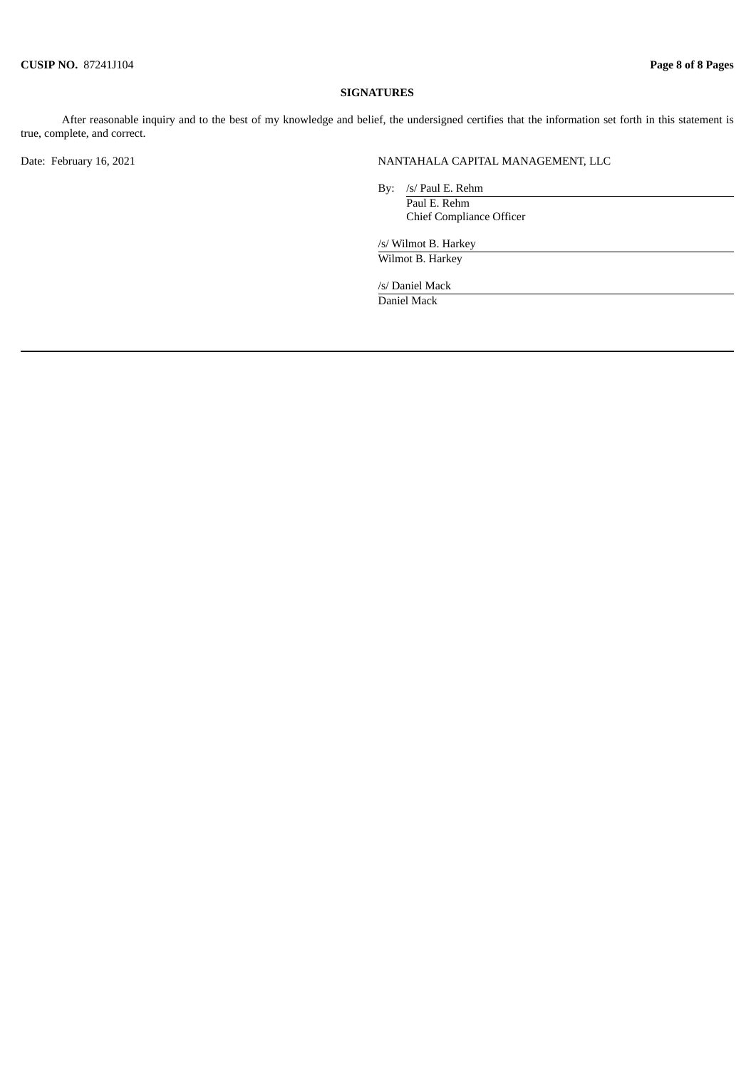## SIGNATURES

After reasonable inquiry and to the best of my knowledge and belief, the undersigned certifies that the information set forth in this statement is true, complete, and correct.

Date: February 16, 2021

NANTAHALA CAPITAL MANAGEMENT, LLC

By: /s/ Paul E. Rehm
Paul E. Rehm
Chief Compliance Officer

/s/ Wilmot B. Harkey
Wilmot B. Harkey

/s/ Daniel Mack
Daniel Mack